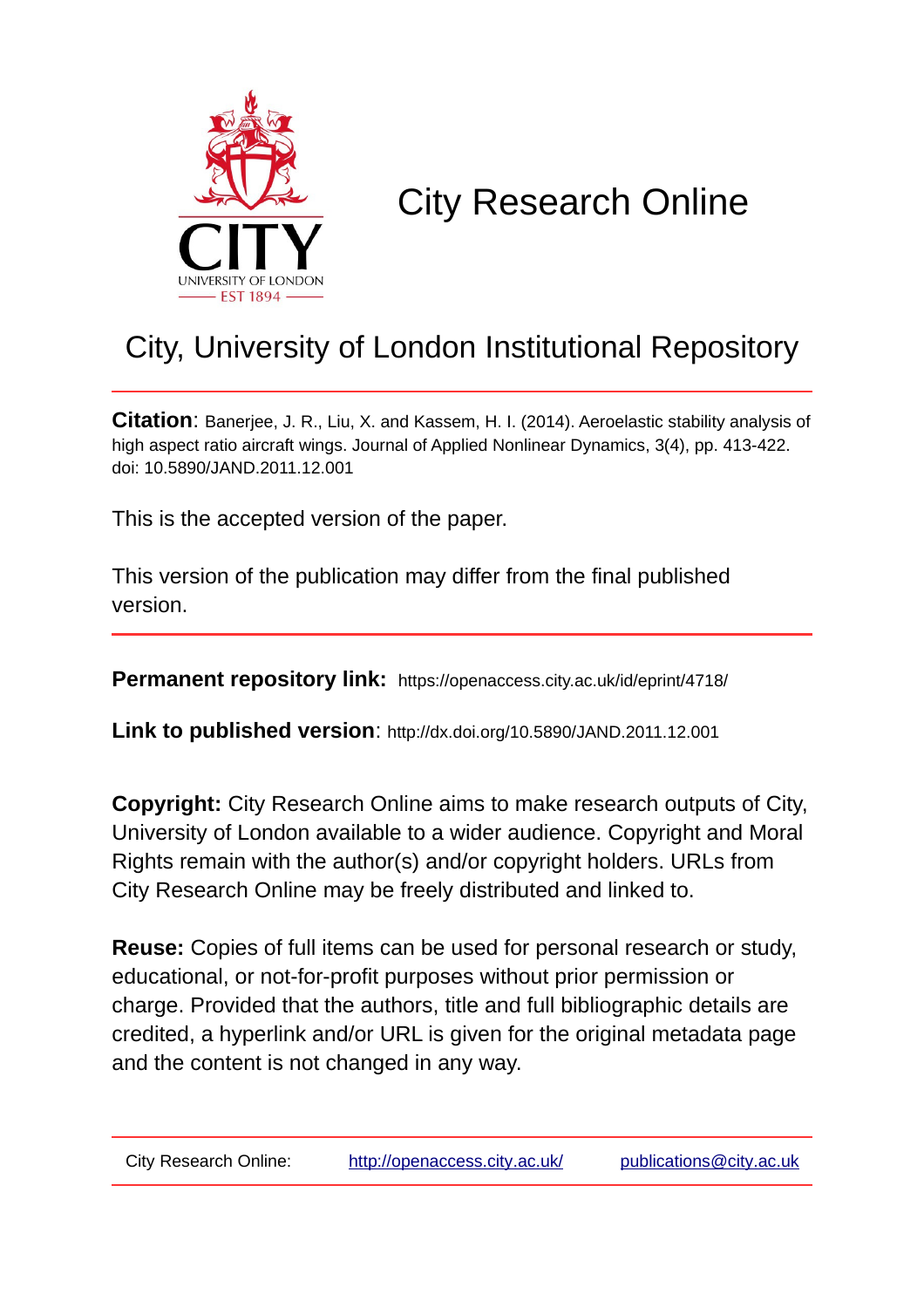# City Research Online

## City, University of London Institutional Repository

**Citation**: Banerjee, J. R., Liu, X. and Kassem, H. I. (2014). Aeroelastic stability analysis of high aspect ratio aircraft wings. Journal of Applied Nonlinear Dynamics, 3(4), pp. 413-422. doi: 10.5890/JAND.2011.12.001

This is the accepted version of the paper.

This version of the publication may differ from the final published version.

**Permanent repository link:** https://openaccess.city.ac.uk/id/eprint/4718/

**Link to published version**: http://dx.doi.org/10.5890/JAND.2011.12.001

**Copyright:** City Research Online aims to make research outputs of City, University of London available to a wider audience. Copyright and Moral Rights remain with the author(s) and/or copyright holders. URLs from City Research Online may be freely distributed and linked to.

**Reuse:** Copies of full items can be used for personal research or study, educational, or not-for-profit purposes without prior permission or charge. Provided that the authors, title and full bibliographic details are credited, a hyperlink and/or URL is given for the original metadata page and the content is not changed in any way.

City Research Online: http://openaccess.city.ac.uk/ publications@city.ac.uk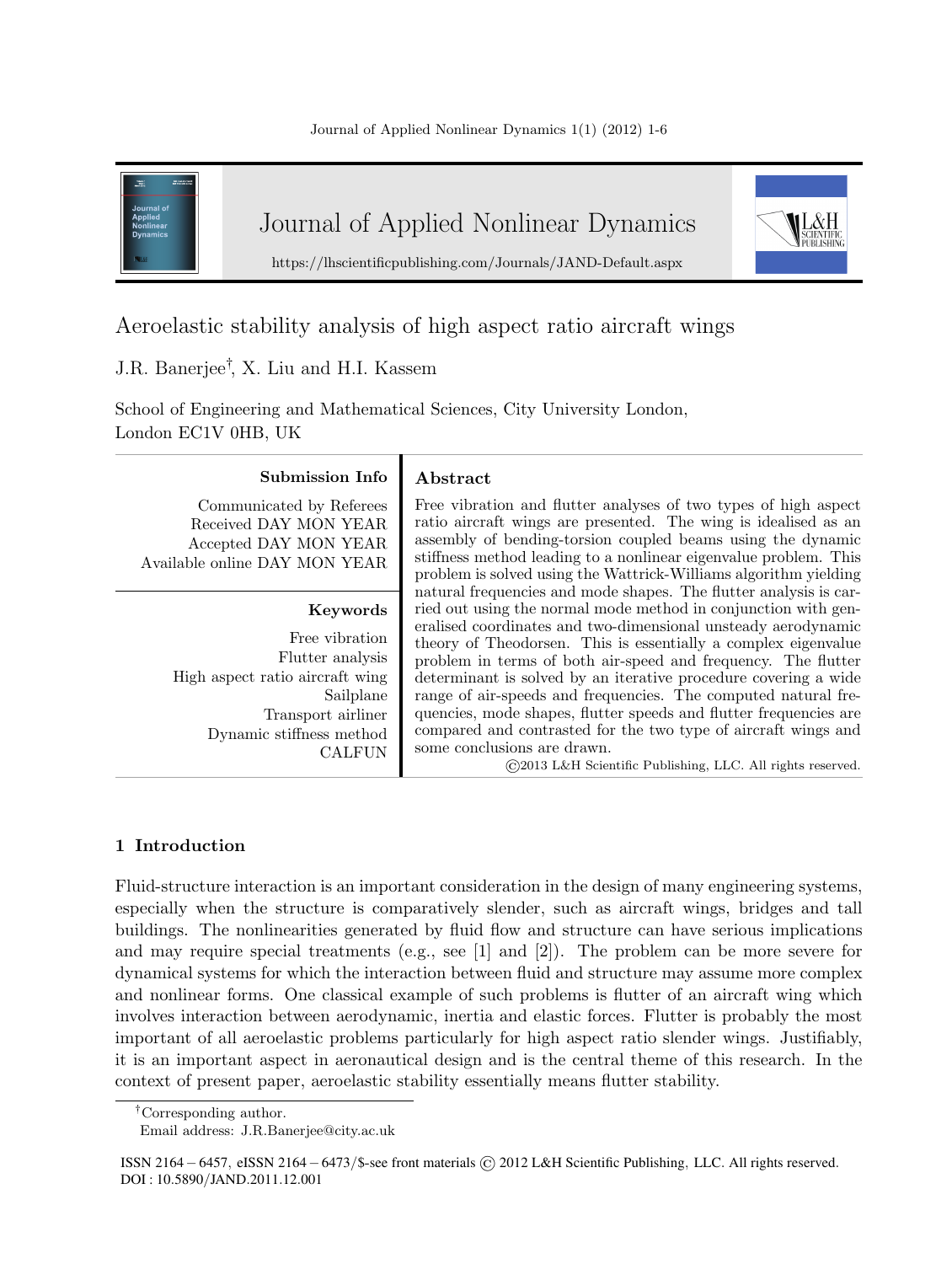# Aeroelastic stability analysis of high aspect ratio aircraft wings

J.R. Banerjee†, X. Liu and H.I. Kassem

School of Engineering and Mathematical Sciences, City University London,
London EC1V 0HB, UK

**Submission Info**

Communicated by Referees
Received DAY MON YEAR
Accepted DAY MON YEAR
Available online DAY MON YEAR

**Keywords**

Free vibration
Flutter analysis
High aspect ratio aircraft wing
Sailplane
Transport airliner
Dynamic stiffness method
CALFUN

## Abstract

Free vibration and flutter analyses of two types of high aspect ratio aircraft wings are presented. The wing is idealised as an assembly of bending-torsion coupled beams using the dynamic stiffness method leading to a nonlinear eigenvalue problem. This problem is solved using the Wattrick-Williams algorithm yielding natural frequencies and mode shapes. The flutter analysis is carried out using the normal mode method in conjunction with generalised coordinates and two-dimensional unsteady aerodynamic theory of Theodorsen. This is essentially a complex eigenvalue problem in terms of both air-speed and frequency. The flutter determinant is solved by an iterative procedure covering a wide range of air-speeds and frequencies. The computed natural frequencies, mode shapes, flutter speeds and flutter frequencies are compared and contrasted for the two type of aircraft wings and some conclusions are drawn.

©2013 L&H Scientific Publishing, LLC. All rights reserved.

## 1 Introduction

Fluid-structure interaction is an important consideration in the design of many engineering systems, especially when the structure is comparatively slender, such as aircraft wings, bridges and tall buildings. The nonlinearities generated by fluid flow and structure can have serious implications and may require special treatments (e.g., see [1] and [2]). The problem can be more severe for dynamical systems for which the interaction between fluid and structure may assume more complex and nonlinear forms. One classical example of such problems is flutter of an aircraft wing which involves interaction between aerodynamic, inertia and elastic forces. Flutter is probably the most important of all aeroelastic problems particularly for high aspect ratio slender wings. Justifiably, it is an important aspect in aeronautical design and is the central theme of this research. In the context of present paper, aeroelastic stability essentially means flutter stability.

†Corresponding author.
Email address: J.R.Banerjee@city.ac.uk

ISSN 2164 − 6457, eISSN 2164 − 6473/$-see front materials © 2012 L&H Scientific Publishing, LLC. All rights reserved.
DOI : 10.5890/JAND.2011.12.001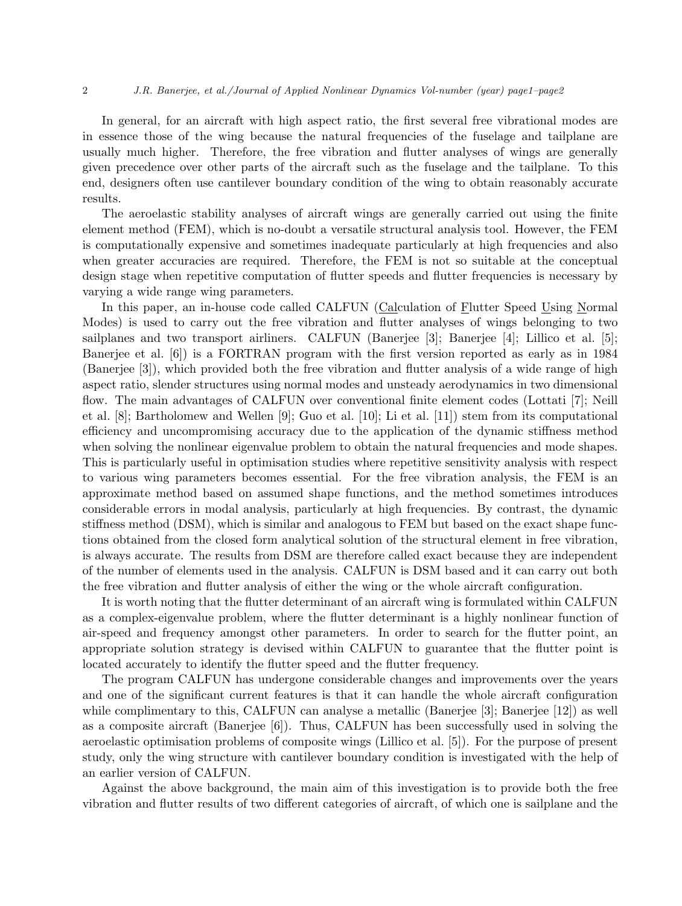In general, for an aircraft with high aspect ratio, the first several free vibrational modes are in essence those of the wing because the natural frequencies of the fuselage and tailplane are usually much higher. Therefore, the free vibration and flutter analyses of wings are generally given precedence over other parts of the aircraft such as the fuselage and the tailplane. To this end, designers often use cantilever boundary condition of the wing to obtain reasonably accurate results.

The aeroelastic stability analyses of aircraft wings are generally carried out using the finite element method (FEM), which is no-doubt a versatile structural analysis tool. However, the FEM is computationally expensive and sometimes inadequate particularly at high frequencies and also when greater accuracies are required. Therefore, the FEM is not so suitable at the conceptual design stage when repetitive computation of flutter speeds and flutter frequencies is necessary by varying a wide range wing parameters.

In this paper, an in-house code called CALFUN (Calculation of Flutter Speed Using Normal Modes) is used to carry out the free vibration and flutter analyses of wings belonging to two sailplanes and two transport airliners. CALFUN (Banerjee [3]; Banerjee [4]; Lillico et al. [5]; Banerjee et al. [6]) is a FORTRAN program with the first version reported as early as in 1984 (Banerjee [3]), which provided both the free vibration and flutter analysis of a wide range of high aspect ratio, slender structures using normal modes and unsteady aerodynamics in two dimensional flow. The main advantages of CALFUN over conventional finite element codes (Lottati [7]; Neill et al. [8]; Bartholomew and Wellen [9]; Guo et al. [10]; Li et al. [11]) stem from its computational efficiency and uncompromising accuracy due to the application of the dynamic stiffness method when solving the nonlinear eigenvalue problem to obtain the natural frequencies and mode shapes. This is particularly useful in optimisation studies where repetitive sensitivity analysis with respect to various wing parameters becomes essential. For the free vibration analysis, the FEM is an approximate method based on assumed shape functions, and the method sometimes introduces considerable errors in modal analysis, particularly at high frequencies. By contrast, the dynamic stiffness method (DSM), which is similar and analogous to FEM but based on the exact shape functions obtained from the closed form analytical solution of the structural element in free vibration, is always accurate. The results from DSM are therefore called exact because they are independent of the number of elements used in the analysis. CALFUN is DSM based and it can carry out both the free vibration and flutter analysis of either the wing or the whole aircraft configuration.

It is worth noting that the flutter determinant of an aircraft wing is formulated within CALFUN as a complex-eigenvalue problem, where the flutter determinant is a highly nonlinear function of air-speed and frequency amongst other parameters. In order to search for the flutter point, an appropriate solution strategy is devised within CALFUN to guarantee that the flutter point is located accurately to identify the flutter speed and the flutter frequency.

The program CALFUN has undergone considerable changes and improvements over the years and one of the significant current features is that it can handle the whole aircraft configuration while complimentary to this, CALFUN can analyse a metallic (Banerjee [3]; Banerjee [12]) as well as a composite aircraft (Banerjee [6]). Thus, CALFUN has been successfully used in solving the aeroelastic optimisation problems of composite wings (Lillico et al. [5]). For the purpose of present study, only the wing structure with cantilever boundary condition is investigated with the help of an earlier version of CALFUN.

Against the above background, the main aim of this investigation is to provide both the free vibration and flutter results of two different categories of aircraft, of which one is sailplane and the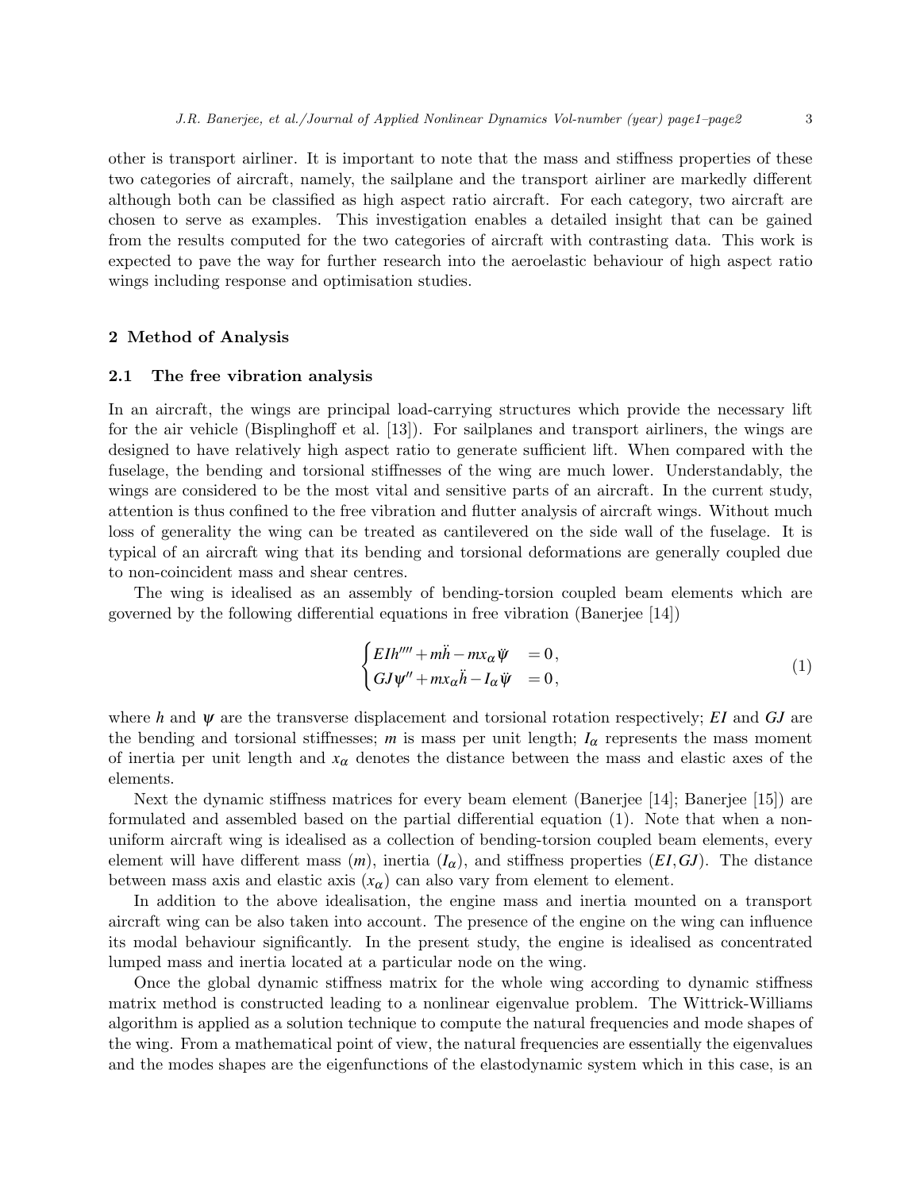other is transport airliner. It is important to note that the mass and stiffness properties of these two categories of aircraft, namely, the sailplane and the transport airliner are markedly different although both can be classified as high aspect ratio aircraft. For each category, two aircraft are chosen to serve as examples. This investigation enables a detailed insight that can be gained from the results computed for the two categories of aircraft with contrasting data. This work is expected to pave the way for further research into the aeroelastic behaviour of high aspect ratio wings including response and optimisation studies.

## 2 Method of Analysis

### 2.1 The free vibration analysis

In an aircraft, the wings are principal load-carrying structures which provide the necessary lift for the air vehicle (Bisplinghoff et al. [13]). For sailplanes and transport airliners, the wings are designed to have relatively high aspect ratio to generate sufficient lift. When compared with the fuselage, the bending and torsional stiffnesses of the wing are much lower. Understandably, the wings are considered to be the most vital and sensitive parts of an aircraft. In the current study, attention is thus confined to the free vibration and flutter analysis of aircraft wings. Without much loss of generality the wing can be treated as cantilevered on the side wall of the fuselage. It is typical of an aircraft wing that its bending and torsional deformations are generally coupled due to non-coincident mass and shear centres.

The wing is idealised as an assembly of bending-torsion coupled beam elements which are governed by the following differential equations in free vibration (Banerjee [14])

$$
\begin{cases}
EIh'''' + m\ddot{h} - mx_\alpha\ddot{\psi} &= 0\,, \\
GJ\psi'' + mx_\alpha\ddot{h} - I_\alpha\ddot{\psi} &= 0\,,
\end{cases}
\tag{1}
$$

where $h$ and $\psi$ are the transverse displacement and torsional rotation respectively; $EI$ and $GJ$ are the bending and torsional stiffnesses; $m$ is mass per unit length; $I_\alpha$ represents the mass moment of inertia per unit length and $x_\alpha$ denotes the distance between the mass and elastic axes of the elements.

Next the dynamic stiffness matrices for every beam element (Banerjee [14]; Banerjee [15]) are formulated and assembled based on the partial differential equation (1). Note that when a non-uniform aircraft wing is idealised as a collection of bending-torsion coupled beam elements, every element will have different mass ($m$), inertia ($I_\alpha$), and stiffness properties ($EI, GJ$). The distance between mass axis and elastic axis ($x_\alpha$) can also vary from element to element.

In addition to the above idealisation, the engine mass and inertia mounted on a transport aircraft wing can be also taken into account. The presence of the engine on the wing can influence its modal behaviour significantly. In the present study, the engine is idealised as concentrated lumped mass and inertia located at a particular node on the wing.

Once the global dynamic stiffness matrix for the whole wing according to dynamic stiffness matrix method is constructed leading to a nonlinear eigenvalue problem. The Wittrick-Williams algorithm is applied as a solution technique to compute the natural frequencies and mode shapes of the wing. From a mathematical point of view, the natural frequencies are essentially the eigenvalues and the modes shapes are the eigenfunctions of the elastodynamic system which in this case, is an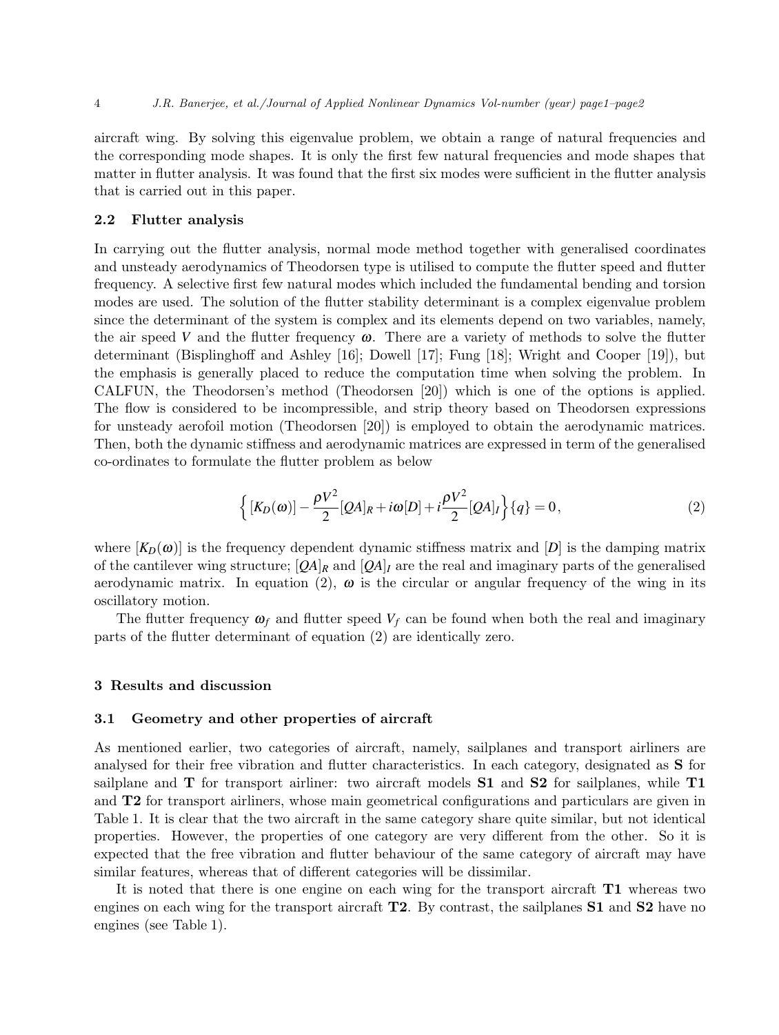aircraft wing. By solving this eigenvalue problem, we obtain a range of natural frequencies and the corresponding mode shapes. It is only the first few natural frequencies and mode shapes that matter in flutter analysis. It was found that the first six modes were sufficient in the flutter analysis that is carried out in this paper.

### 2.2 Flutter analysis

In carrying out the flutter analysis, normal mode method together with generalised coordinates and unsteady aerodynamics of Theodorsen type is utilised to compute the flutter speed and flutter frequency. A selective first few natural modes which included the fundamental bending and torsion modes are used. The solution of the flutter stability determinant is a complex eigenvalue problem since the determinant of the system is complex and its elements depend on two variables, namely, the air speed $V$ and the flutter frequency $\omega$. There are a variety of methods to solve the flutter determinant (Bisplinghoff and Ashley [16]; Dowell [17]; Fung [18]; Wright and Cooper [19]), but the emphasis is generally placed to reduce the computation time when solving the problem. In CALFUN, the Theodorsen's method (Theodorsen [20]) which is one of the options is applied. The flow is considered to be incompressible, and strip theory based on Theodorsen expressions for unsteady aerofoil motion (Theodorsen [20]) is employed to obtain the aerodynamic matrices. Then, both the dynamic stiffness and aerodynamic matrices are expressed in term of the generalised co-ordinates to formulate the flutter problem as below

$$\left\{ [K_D(\omega)] - \frac{\rho V^2}{2}[QA]_R + i\omega[D] + i\frac{\rho V^2}{2}[QA]_I \right\}\{q\} = 0\,, \tag{2}$$

where $[K_D(\omega)]$ is the frequency dependent dynamic stiffness matrix and $[D]$ is the damping matrix of the cantilever wing structure; $[QA]_R$ and $[QA]_I$ are the real and imaginary parts of the generalised aerodynamic matrix. In equation (2), $\omega$ is the circular or angular frequency of the wing in its oscillatory motion.

The flutter frequency $\omega_f$ and flutter speed $V_f$ can be found when both the real and imaginary parts of the flutter determinant of equation (2) are identically zero.

## 3 Results and discussion

### 3.1 Geometry and other properties of aircraft

As mentioned earlier, two categories of aircraft, namely, sailplanes and transport airliners are analysed for their free vibration and flutter characteristics. In each category, designated as **S** for sailplane and **T** for transport airliner: two aircraft models **S1** and **S2** for sailplanes, while **T1** and **T2** for transport airliners, whose main geometrical configurations and particulars are given in Table 1. It is clear that the two aircraft in the same category share quite similar, but not identical properties. However, the properties of one category are very different from the other. So it is expected that the free vibration and flutter behaviour of the same category of aircraft may have similar features, whereas that of different categories will be dissimilar.

It is noted that there is one engine on each wing for the transport aircraft **T1** whereas two engines on each wing for the transport aircraft **T2**. By contrast, the sailplanes **S1** and **S2** have no engines (see Table 1).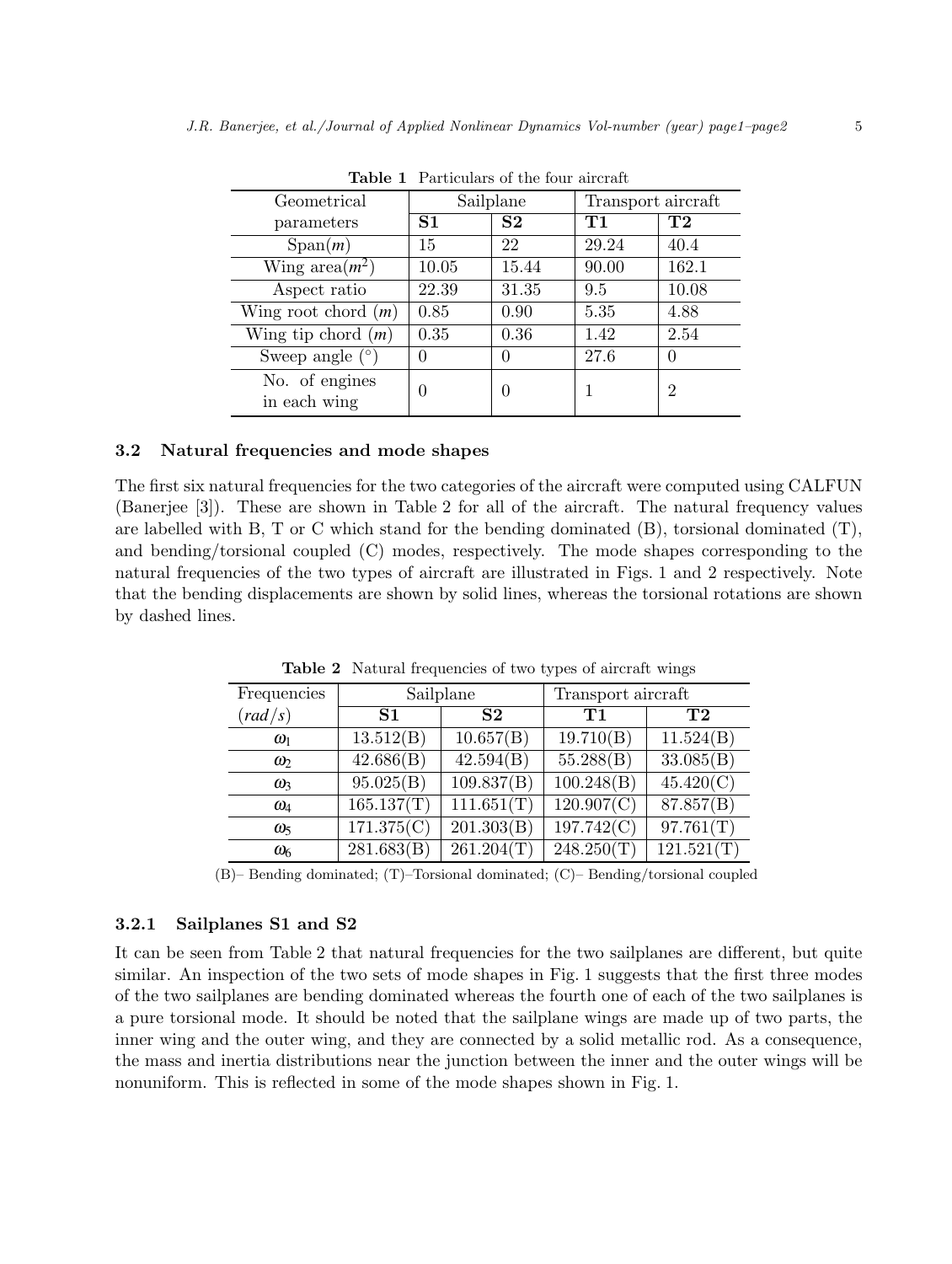**Table 1** Particulars of the four aircraft

| Geometrical parameters | Sailplane | | Transport aircraft | |
|---|---|---|---|---|
| | **S1** | **S2** | **T1** | **T2** |
| Span($m$) | 15 | 22 | 29.24 | 40.4 |
| Wing area($m^2$) | 10.05 | 15.44 | 90.00 | 162.1 |
| Aspect ratio | 22.39 | 31.35 | 9.5 | 10.08 |
| Wing root chord ($m$) | 0.85 | 0.90 | 5.35 | 4.88 |
| Wing tip chord ($m$) | 0.35 | 0.36 | 1.42 | 2.54 |
| Sweep angle (°) | 0 | 0 | 27.6 | 0 |
| No. of engines in each wing | 0 | 0 | 1 | 2 |

### 3.2 Natural frequencies and mode shapes

The first six natural frequencies for the two categories of the aircraft were computed using CALFUN (Banerjee [3]). These are shown in Table 2 for all of the aircraft. The natural frequency values are labelled with B, T or C which stand for the bending dominated (B), torsional dominated (T), and bending/torsional coupled (C) modes, respectively. The mode shapes corresponding to the natural frequencies of the two types of aircraft are illustrated in Figs. 1 and 2 respectively. Note that the bending displacements are shown by solid lines, whereas the torsional rotations are shown by dashed lines.

**Table 2** Natural frequencies of two types of aircraft wings

| Frequencies ($rad/s$) | Sailplane | | Transport aircraft | |
|---|---|---|---|---|
| | **S1** | **S2** | **T1** | **T2** |
| $\omega_1$ | 13.512(B) | 10.657(B) | 19.710(B) | 11.524(B) |
| $\omega_2$ | 42.686(B) | 42.594(B) | 55.288(B) | 33.085(B) |
| $\omega_3$ | 95.025(B) | 109.837(B) | 100.248(B) | 45.420(C) |
| $\omega_4$ | 165.137(T) | 111.651(T) | 120.907(C) | 87.857(B) |
| $\omega_5$ | 171.375(C) | 201.303(B) | 197.742(C) | 97.761(T) |
| $\omega_6$ | 281.683(B) | 261.204(T) | 248.250(T) | 121.521(T) |

(B)– Bending dominated; (T)–Torsional dominated; (C)– Bending/torsional coupled

#### 3.2.1 Sailplanes S1 and S2

It can be seen from Table 2 that natural frequencies for the two sailplanes are different, but quite similar. An inspection of the two sets of mode shapes in Fig. 1 suggests that the first three modes of the two sailplanes are bending dominated whereas the fourth one of each of the two sailplanes is a pure torsional mode. It should be noted that the sailplane wings are made up of two parts, the inner wing and the outer wing, and they are connected by a solid metallic rod. As a consequence, the mass and inertia distributions near the junction between the inner and the outer wings will be nonuniform. This is reflected in some of the mode shapes shown in Fig. 1.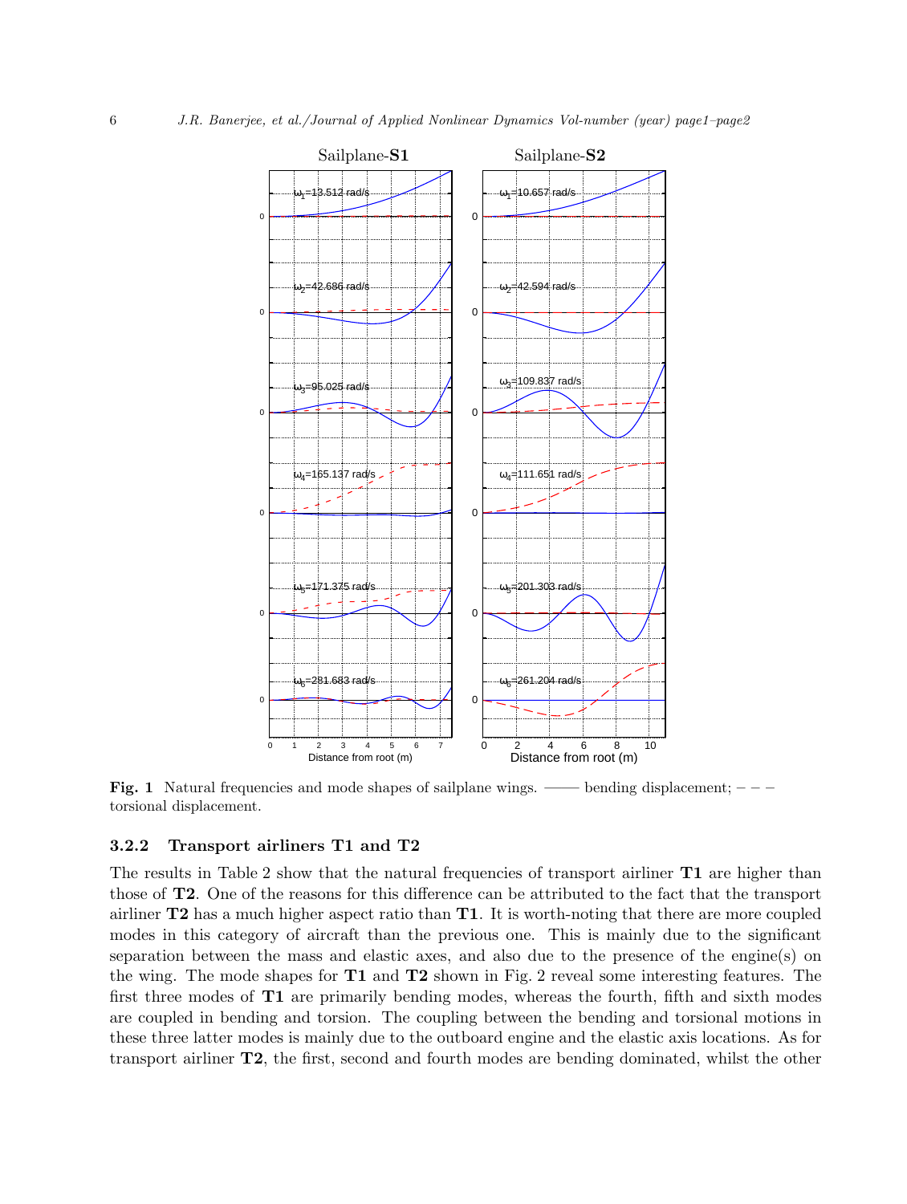**Fig. 1** Natural frequencies and mode shapes of sailplane wings. —— bending displacement; – – – torsional displacement.

### 3.2.2 Transport airliners T1 and T2

The results in Table 2 show that the natural frequencies of transport airliner **T1** are higher than those of **T2**. One of the reasons for this difference can be attributed to the fact that the transport airliner **T2** has a much higher aspect ratio than **T1**. It is worth-noting that there are more coupled modes in this category of aircraft than the previous one. This is mainly due to the significant separation between the mass and elastic axes, and also due to the presence of the engine(s) on the wing. The mode shapes for **T1** and **T2** shown in Fig. 2 reveal some interesting features. The first three modes of **T1** are primarily bending modes, whereas the fourth, fifth and sixth modes are coupled in bending and torsion. The coupling between the bending and torsional motions in these three latter modes is mainly due to the outboard engine and the elastic axis locations. As for transport airliner **T2**, the first, second and fourth modes are bending dominated, whilst the other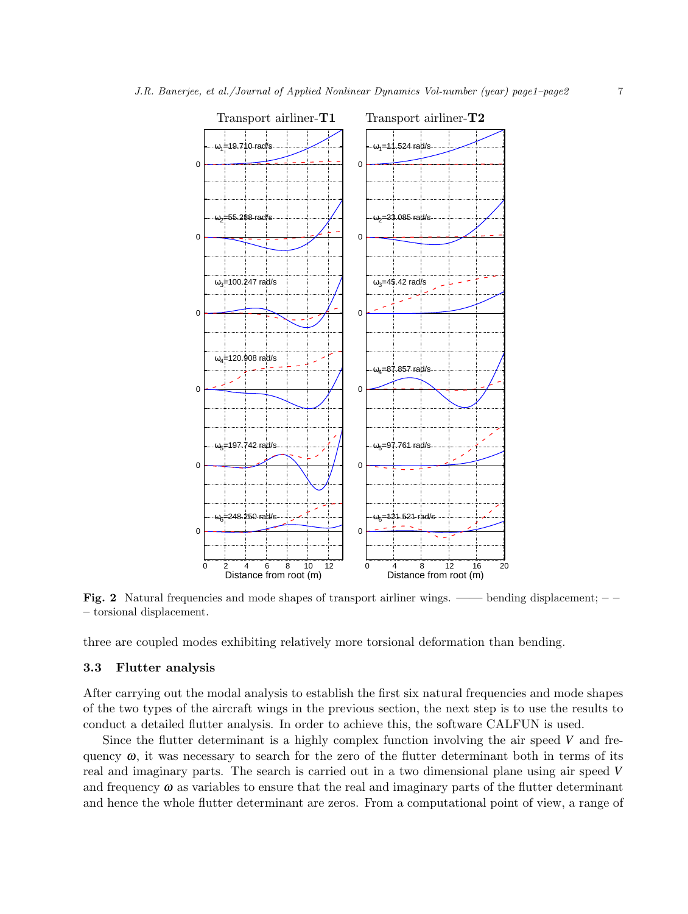Fig. 2 Natural frequencies and mode shapes of transport airliner wings. —— bending displacement; – – – torsional displacement.

three are coupled modes exhibiting relatively more torsional deformation than bending.

### 3.3 Flutter analysis

After carrying out the modal analysis to establish the first six natural frequencies and mode shapes of the two types of the aircraft wings in the previous section, the next step is to use the results to conduct a detailed flutter analysis. In order to achieve this, the software CALFUN is used.

Since the flutter determinant is a highly complex function involving the air speed $V$ and frequency $\omega$, it was necessary to search for the zero of the flutter determinant both in terms of its real and imaginary parts. The search is carried out in a two dimensional plane using air speed $V$ and frequency $\omega$ as variables to ensure that the real and imaginary parts of the flutter determinant and hence the whole flutter determinant are zeros. From a computational point of view, a range of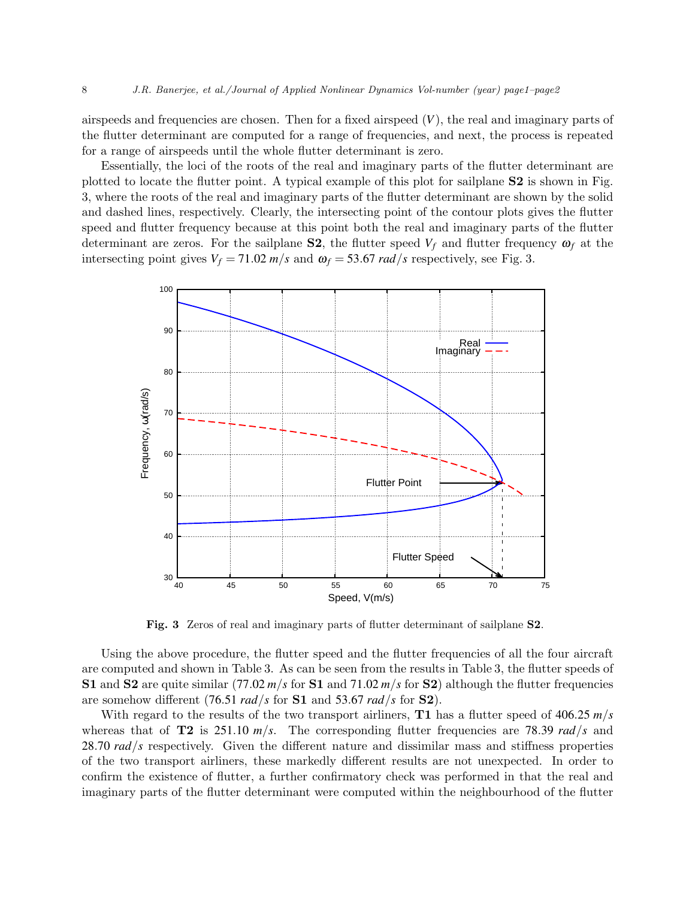airspeeds and frequencies are chosen. Then for a fixed airspeed ($V$), the real and imaginary parts of the flutter determinant are computed for a range of frequencies, and next, the process is repeated for a range of airspeeds until the whole flutter determinant is zero.

Essentially, the loci of the roots of the real and imaginary parts of the flutter determinant are plotted to locate the flutter point. A typical example of this plot for sailplane **S2** is shown in Fig. 3, where the roots of the real and imaginary parts of the flutter determinant are shown by the solid and dashed lines, respectively. Clearly, the intersecting point of the contour plots gives the flutter speed and flutter frequency because at this point both the real and imaginary parts of the flutter determinant are zeros. For the sailplane **S2**, the flutter speed $V_f$ and flutter frequency $\omega_f$ at the intersecting point gives $V_f = 71.02\ m/s$ and $\omega_f = 53.67\ rad/s$ respectively, see Fig. 3.

**Fig. 3** Zeros of real and imaginary parts of flutter determinant of sailplane **S2**.

Using the above procedure, the flutter speed and the flutter frequencies of all the four aircraft are computed and shown in Table 3. As can be seen from the results in Table 3, the flutter speeds of **S1** and **S2** are quite similar ($77.02\ m/s$ for **S1** and $71.02\ m/s$ for **S2**) although the flutter frequencies are somehow different ($76.51\ rad/s$ for **S1** and $53.67\ rad/s$ for **S2**).

With regard to the results of the two transport airliners, **T1** has a flutter speed of $406.25\ m/s$ whereas that of **T2** is $251.10\ m/s$. The corresponding flutter frequencies are $78.39\ rad/s$ and $28.70\ rad/s$ respectively. Given the different nature and dissimilar mass and stiffness properties of the two transport airliners, these markedly different results are not unexpected. In order to confirm the existence of flutter, a further confirmatory check was performed in that the real and imaginary parts of the flutter determinant were computed within the neighbourhood of the flutter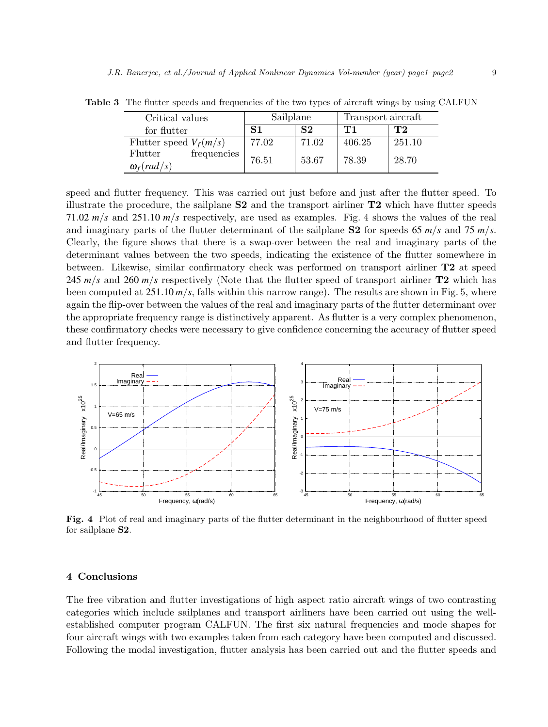**Table 3** The flutter speeds and frequencies of the two types of aircraft wings by using CALFUN

| Critical values for flutter | Sailplane | | Transport aircraft | |
|---|---|---|---|---|
| | **S1** | **S2** | **T1** | **T2** |
| Flutter speed $V_f(m/s)$ | 77.02 | 71.02 | 406.25 | 251.10 |
| Flutter frequencies $\omega_f(rad/s)$ | 76.51 | 53.67 | 78.39 | 28.70 |

speed and flutter frequency. This was carried out just before and just after the flutter speed. To illustrate the procedure, the sailplane **S2** and the transport airliner **T2** which have flutter speeds 71.02 $m/s$ and 251.10 $m/s$ respectively, are used as examples. Fig. 4 shows the values of the real and imaginary parts of the flutter determinant of the sailplane **S2** for speeds 65 $m/s$ and 75 $m/s$. Clearly, the figure shows that there is a swap-over between the real and imaginary parts of the determinant values between the two speeds, indicating the existence of the flutter somewhere in between. Likewise, similar confirmatory check was performed on transport airliner **T2** at speed 245 $m/s$ and 260 $m/s$ respectively (Note that the flutter speed of transport airliner **T2** which has been computed at 251.10 $m/s$, falls within this narrow range). The results are shown in Fig. 5, where again the flip-over between the values of the real and imaginary parts of the flutter determinant over the appropriate frequency range is distinctively apparent. As flutter is a very complex phenomenon, these confirmatory checks were necessary to give confidence concerning the accuracy of flutter speed and flutter frequency.

**Fig. 4** Plot of real and imaginary parts of the flutter determinant in the neighbourhood of flutter speed for sailplane **S2**.

## 4 Conclusions

The free vibration and flutter investigations of high aspect ratio aircraft wings of two contrasting categories which include sailplanes and transport airliners have been carried out using the well-established computer program CALFUN. The first six natural frequencies and mode shapes for four aircraft wings with two examples taken from each category have been computed and discussed. Following the modal investigation, flutter analysis has been carried out and the flutter speeds and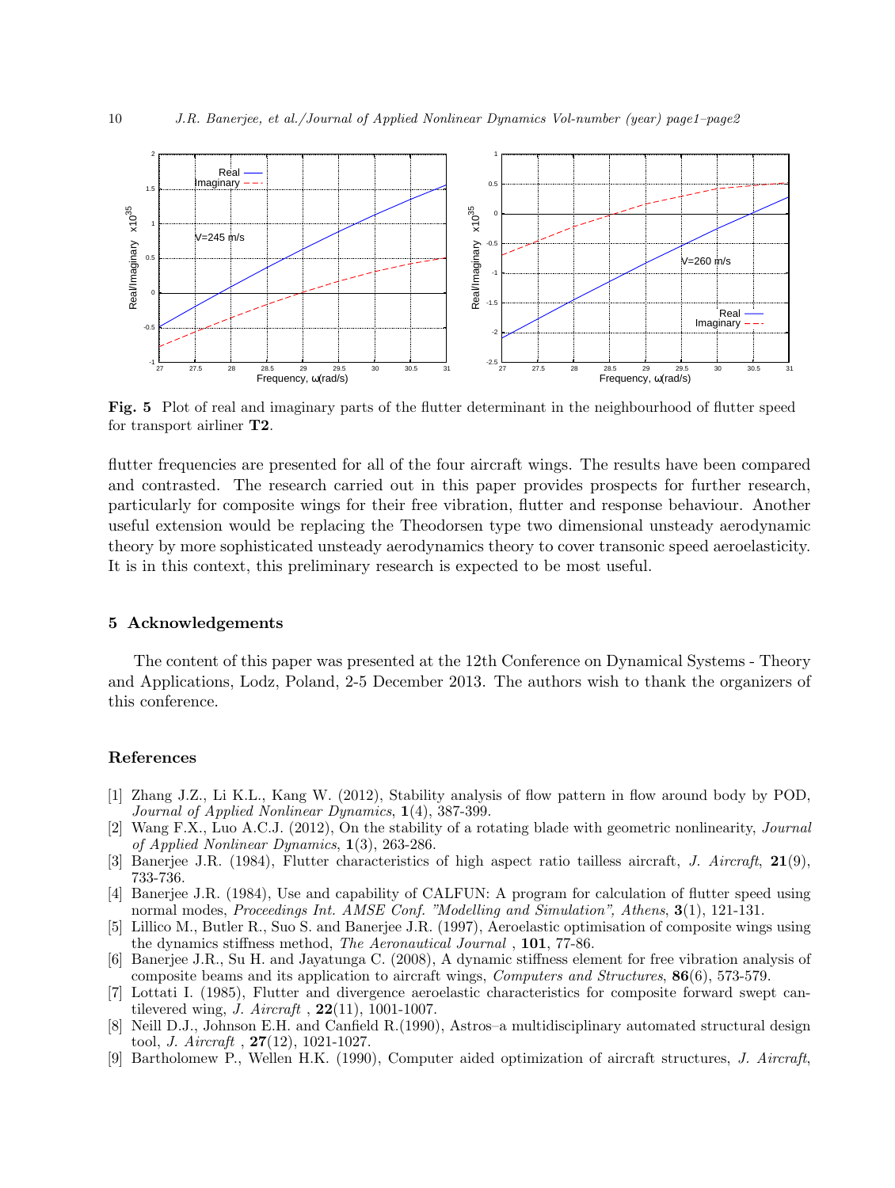**Fig. 5** Plot of real and imaginary parts of the flutter determinant in the neighbourhood of flutter speed for transport airliner **T2**.

flutter frequencies are presented for all of the four aircraft wings. The results have been compared and contrasted. The research carried out in this paper provides prospects for further research, particularly for composite wings for their free vibration, flutter and response behaviour. Another useful extension would be replacing the Theodorsen type two dimensional unsteady aerodynamic theory by more sophisticated unsteady aerodynamics theory to cover transonic speed aeroelasticity. It is in this context, this preliminary research is expected to be most useful.

## 5 Acknowledgements

The content of this paper was presented at the 12th Conference on Dynamical Systems - Theory and Applications, Lodz, Poland, 2-5 December 2013. The authors wish to thank the organizers of this conference.

## References

[1] Zhang J.Z., Li K.L., Kang W. (2012), Stability analysis of flow pattern in flow around body by POD, *Journal of Applied Nonlinear Dynamics*, **1**(4), 387-399.

[2] Wang F.X., Luo A.C.J. (2012), On the stability of a rotating blade with geometric nonlinearity, *Journal of Applied Nonlinear Dynamics*, **1**(3), 263-286.

[3] Banerjee J.R. (1984), Flutter characteristics of high aspect ratio tailless aircraft, *J. Aircraft*, **21**(9), 733-736.

[4] Banerjee J.R. (1984), Use and capability of CALFUN: A program for calculation of flutter speed using normal modes, *Proceedings Int. AMSE Conf. "Modelling and Simulation", Athens*, **3**(1), 121-131.

[5] Lillico M., Butler R., Suo S. and Banerjee J.R. (1997), Aeroelastic optimisation of composite wings using the dynamics stiffness method, *The Aeronautical Journal* , **101**, 77-86.

[6] Banerjee J.R., Su H. and Jayatunga C. (2008), A dynamic stiffness element for free vibration analysis of composite beams and its application to aircraft wings, *Computers and Structures*, **86**(6), 573-579.

[7] Lottati I. (1985), Flutter and divergence aeroelastic characteristics for composite forward swept cantilevered wing, *J. Aircraft* , **22**(11), 1001-1007.

[8] Neill D.J., Johnson E.H. and Canfield R.(1990), Astros–a multidisciplinary automated structural design tool, *J. Aircraft* , **27**(12), 1021-1027.

[9] Bartholomew P., Wellen H.K. (1990), Computer aided optimization of aircraft structures, *J. Aircraft*,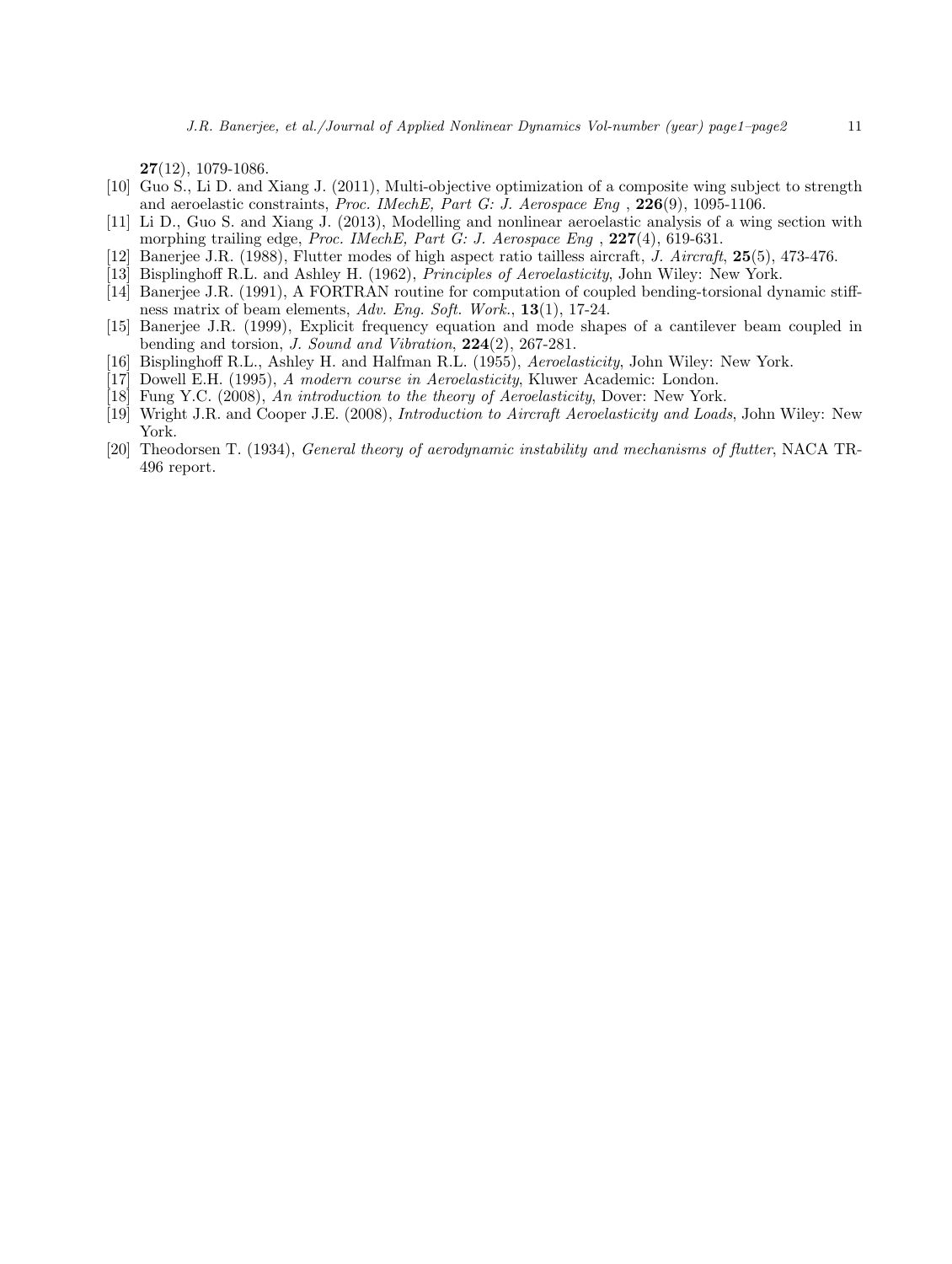**27**(12), 1079-1086.

[10] Guo S., Li D. and Xiang J. (2011), Multi-objective optimization of a composite wing subject to strength and aeroelastic constraints, *Proc. IMechE, Part G: J. Aerospace Eng* , **226**(9), 1095-1106.

[11] Li D., Guo S. and Xiang J. (2013), Modelling and nonlinear aeroelastic analysis of a wing section with morphing trailing edge, *Proc. IMechE, Part G: J. Aerospace Eng* , **227**(4), 619-631.

[12] Banerjee J.R. (1988), Flutter modes of high aspect ratio tailless aircraft, *J. Aircraft*, **25**(5), 473-476.

[13] Bisplinghoff R.L. and Ashley H. (1962), *Principles of Aeroelasticity*, John Wiley: New York.

[14] Banerjee J.R. (1991), A FORTRAN routine for computation of coupled bending-torsional dynamic stiffness matrix of beam elements, *Adv. Eng. Soft. Work.*, **13**(1), 17-24.

[15] Banerjee J.R. (1999), Explicit frequency equation and mode shapes of a cantilever beam coupled in bending and torsion, *J. Sound and Vibration*, **224**(2), 267-281.

[16] Bisplinghoff R.L., Ashley H. and Halfman R.L. (1955), *Aeroelasticity*, John Wiley: New York.

[17] Dowell E.H. (1995), *A modern course in Aeroelasticity*, Kluwer Academic: London.

[18] Fung Y.C. (2008), *An introduction to the theory of Aeroelasticity*, Dover: New York.

[19] Wright J.R. and Cooper J.E. (2008), *Introduction to Aircraft Aeroelasticity and Loads*, John Wiley: New York.

[20] Theodorsen T. (1934), *General theory of aerodynamic instability and mechanisms of flutter*, NACA TR-496 report.